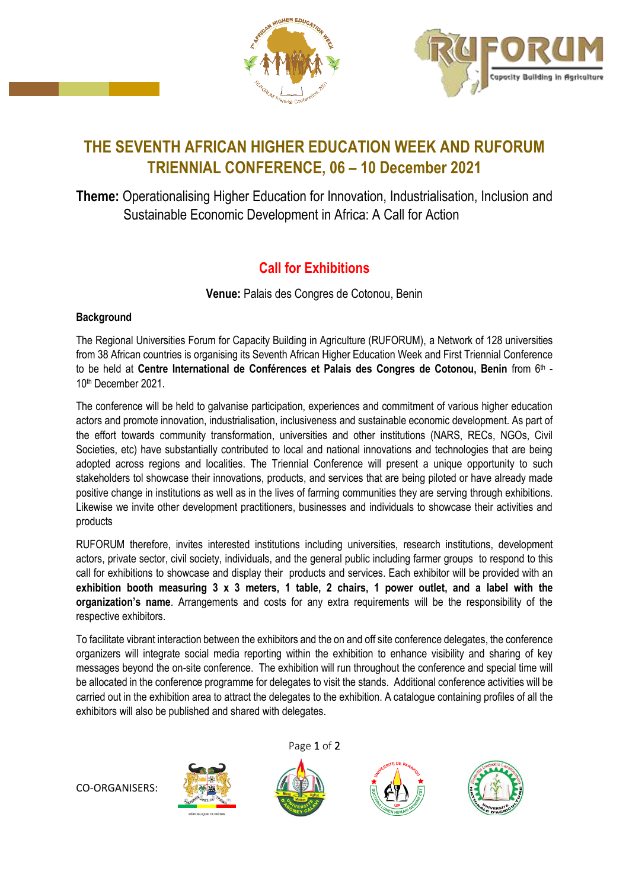# THE SEVENTH AFRICAN HIGHER EDUCATION WEEK AND RUFORUM TRIENNIAL CONFERENCE, 06 – 10 December 2021

**Theme:** Operationalising Higher Education for Innovation, Industrialisation, Inclusion and Sustainable Economic Development in Africa: A Call for Action

## Call for Exhibitions

**Venue:** Palais des Congres de Cotonou, Benin

### Background

The Regional Universities Forum for Capacity Building in Agriculture (RUFORUM), a Network of 128 universities from 38 African countries is organising its Seventh African Higher Education Week and First Triennial Conference to be held at **Centre International de Conférences et Palais des Congres de Cotonou, Benin** from 6th - 10th December 2021.

The conference will be held to galvanise participation, experiences and commitment of various higher education actors and promote innovation, industrialisation, inclusiveness and sustainable economic development. As part of the effort towards community transformation, universities and other institutions (NARS, RECs, NGOs, Civil Societies, etc) have substantially contributed to local and national innovations and technologies that are being adopted across regions and localities. The Triennial Conference will present a unique opportunity to such stakeholders tol showcase their innovations, products, and services that are being piloted or have already made positive change in institutions as well as in the lives of farming communities they are serving through exhibitions. Likewise we invite other development practitioners, businesses and individuals to showcase their activities and products

RUFORUM therefore, invites interested institutions including universities, research institutions, development actors, private sector, civil society, individuals, and the general public including farmer groups to respond to this call for exhibitions to showcase and display their products and services. Each exhibitor will be provided with an **exhibition booth measuring 3 x 3 meters, 1 table, 2 chairs, 1 power outlet, and a label with the organization's name**. Arrangements and costs for any extra requirements will be the responsibility of the respective exhibitors.

To facilitate vibrant interaction between the exhibitors and the on and off site conference delegates, the conference organizers will integrate social media reporting within the exhibition to enhance visibility and sharing of key messages beyond the on-site conference. The exhibition will run throughout the conference and special time will be allocated in the conference programme for delegates to visit the stands. Additional conference activities will be carried out in the exhibition area to attract the delegates to the exhibition. A catalogue containing profiles of all the exhibitors will also be published and shared with delegates.

CO-ORGANISERS: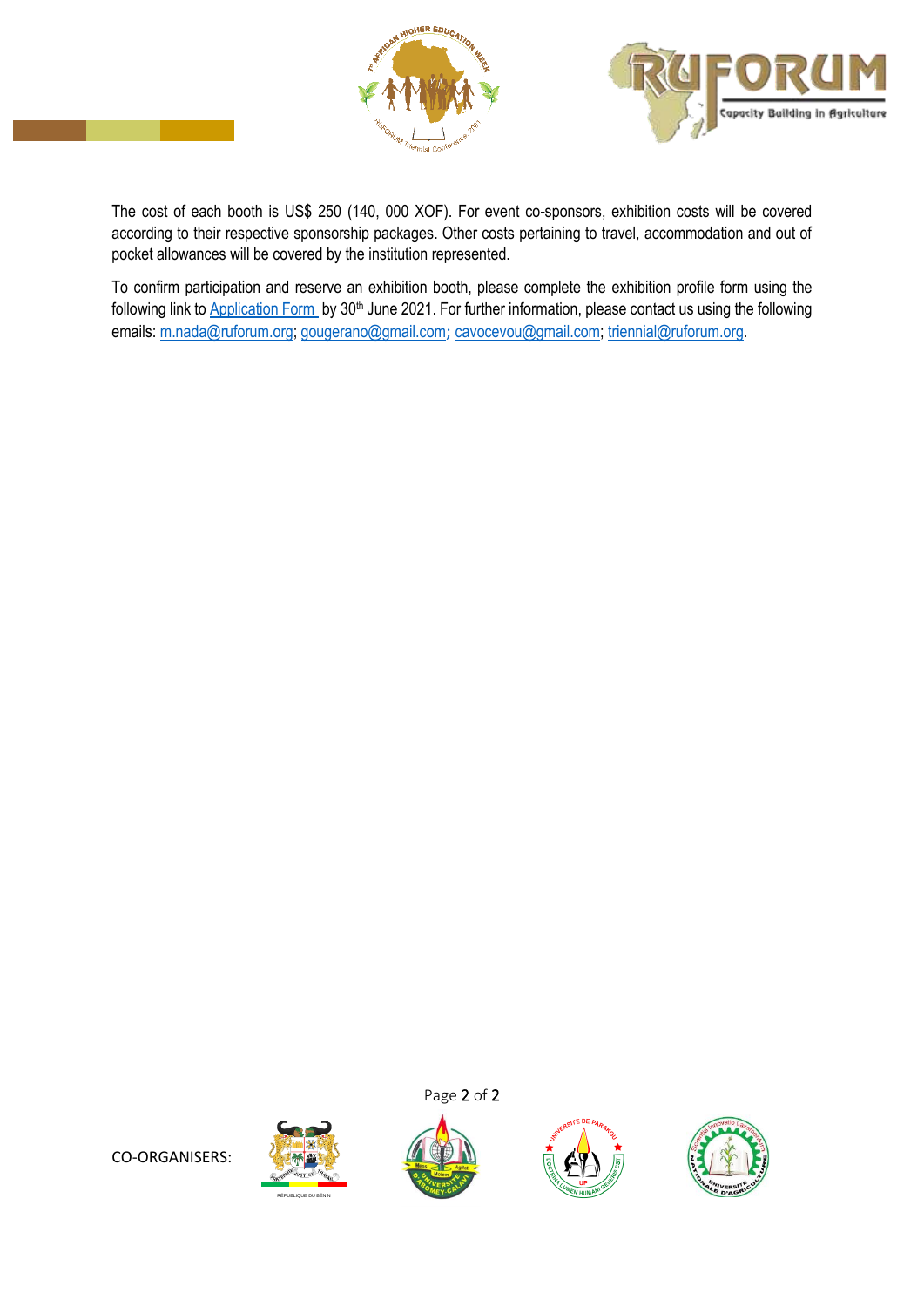The cost of each booth is US$ 250 (140, 000 XOF). For event co-sponsors, exhibition costs will be covered according to their respective sponsorship packages. Other costs pertaining to travel, accommodation and out of pocket allowances will be covered by the institution represented.

To confirm participation and reserve an exhibition booth, please complete the exhibition profile form using the following link to Application Form by 30th June 2021. For further information, please contact us using the following emails: m.nada@ruforum.org; gougerano@gmail.com; cavocevou@gmail.com; triennial@ruforum.org.

CO-ORGANISERS: